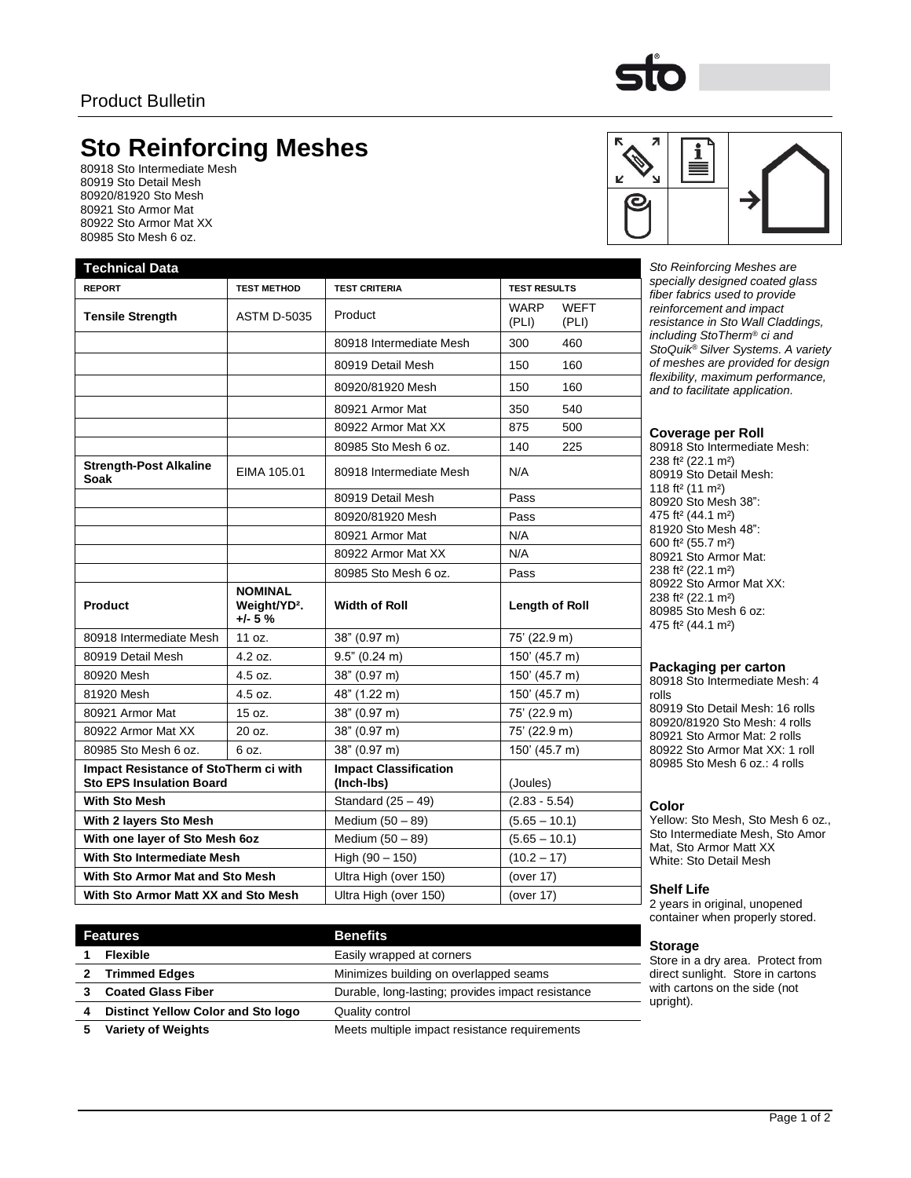Product Bulletin

# Sto Reinforcing Meshes

80918 Sto Intermediate Mesh
80919 Sto Detail Mesh
80920/81920 Sto Mesh
80921 Sto Armor Mat
80922 Sto Armor Mat XX
80985 Sto Mesh 6 oz.

*Sto Reinforcing Meshes are specially designed coated glass fiber fabrics used to provide reinforcement and impact resistance in Sto Wall Claddings, including StoTherm® ci and StoQuik® Silver Systems. A variety of meshes are provided for design flexibility, maximum performance, and to facilitate application.*

## Technical Data

| REPORT | TEST METHOD | TEST CRITERIA | TEST RESULTS | |
|---|---|---|---|---|
| **Tensile Strength** | ASTM D-5035 | Product | WARP (PLI) | WEFT (PLI) |
| | | 80918 Intermediate Mesh | 300 | 460 |
| | | 80919 Detail Mesh | 150 | 160 |
| | | 80920/81920 Mesh | 150 | 160 |
| | | 80921 Armor Mat | 350 | 540 |
| | | 80922 Armor Mat XX | 875 | 500 |
| | | 80985 Sto Mesh 6 oz. | 140 | 225 |
| **Strength-Post Alkaline Soak** | EIMA 105.01 | 80918 Intermediate Mesh | N/A | |
| | | 80919 Detail Mesh | Pass | |
| | | 80920/81920 Mesh | Pass | |
| | | 80921 Armor Mat | N/A | |
| | | 80922 Armor Mat XX | N/A | |
| | | 80985 Sto Mesh 6 oz. | Pass | |

| Product | NOMINAL Weight/YD². +/- 5 % | Width of Roll | Length of Roll |
|---|---|---|---|
| 80918 Intermediate Mesh | 11 oz. | 38" (0.97 m) | 75' (22.9 m) |
| 80919 Detail Mesh | 4.2 oz. | 9.5" (0.24 m) | 150' (45.7 m) |
| 80920 Mesh | 4.5 oz. | 38" (0.97 m) | 150' (45.7 m) |
| 81920 Mesh | 4.5 oz. | 48" (1.22 m) | 150' (45.7 m) |
| 80921 Armor Mat | 15 oz. | 38" (0.97 m) | 75' (22.9 m) |
| 80922 Armor Mat XX | 20 oz. | 38" (0.97 m) | 75' (22.9 m) |
| 80985 Sto Mesh 6 oz. | 6 oz. | 38" (0.97 m) | 150' (45.7 m) |

| Impact Resistance of StoTherm ci with Sto EPS Insulation Board | Impact Classification (Inch-lbs) | (Joules) |
|---|---|---|
| **With Sto Mesh** | Standard (25 – 49) | (2.83 - 5.54) |
| **With 2 layers Sto Mesh** | Medium (50 – 89) | (5.65 – 10.1) |
| **With one layer of Sto Mesh 6oz** | Medium (50 – 89) | (5.65 – 10.1) |
| **With Sto Intermediate Mesh** | High (90 – 150) | (10.2 – 17) |
| **With Sto Armor Mat and Sto Mesh** | Ultra High (over 150) | (over 17) |
| **With Sto Armor Matt XX and Sto Mesh** | Ultra High (over 150) | (over 17) |

| | Features | Benefits |
|---|---|---|
| 1 | **Flexible** | Easily wrapped at corners |
| 2 | **Trimmed Edges** | Minimizes building on overlapped seams |
| 3 | **Coated Glass Fiber** | Durable, long-lasting; provides impact resistance |
| 4 | **Distinct Yellow Color and Sto logo** | Quality control |
| 5 | **Variety of Weights** | Meets multiple impact resistance requirements |

### Coverage per Roll

80918 Sto Intermediate Mesh: 238 ft² (22.1 m²)
80919 Sto Detail Mesh: 118 ft² (11 m²)
80920 Sto Mesh 38": 475 ft² (44.1 m²)
81920 Sto Mesh 48": 600 ft² (55.7 m²)
80921 Sto Armor Mat: 238 ft² (22.1 m²)
80922 Sto Armor Mat XX: 238 ft² (22.1 m²)
80985 Sto Mesh 6 oz: 475 ft² (44.1 m²)

### Packaging per carton

80918 Sto Intermediate Mesh: 4 rolls
80919 Sto Detail Mesh: 16 rolls
80920/81920 Sto Mesh: 4 rolls
80921 Sto Armor Mat: 2 rolls
80922 Sto Armor Mat XX: 1 roll
80985 Sto Mesh 6 oz.: 4 rolls

### Color

Yellow: Sto Mesh, Sto Mesh 6 oz., Sto Intermediate Mesh, Sto Amor Mat, Sto Armor Matt XX
White: Sto Detail Mesh

### Shelf Life

2 years in original, unopened container when properly stored.

### Storage

Store in a dry area. Protect from direct sunlight. Store in cartons with cartons on the side (not upright).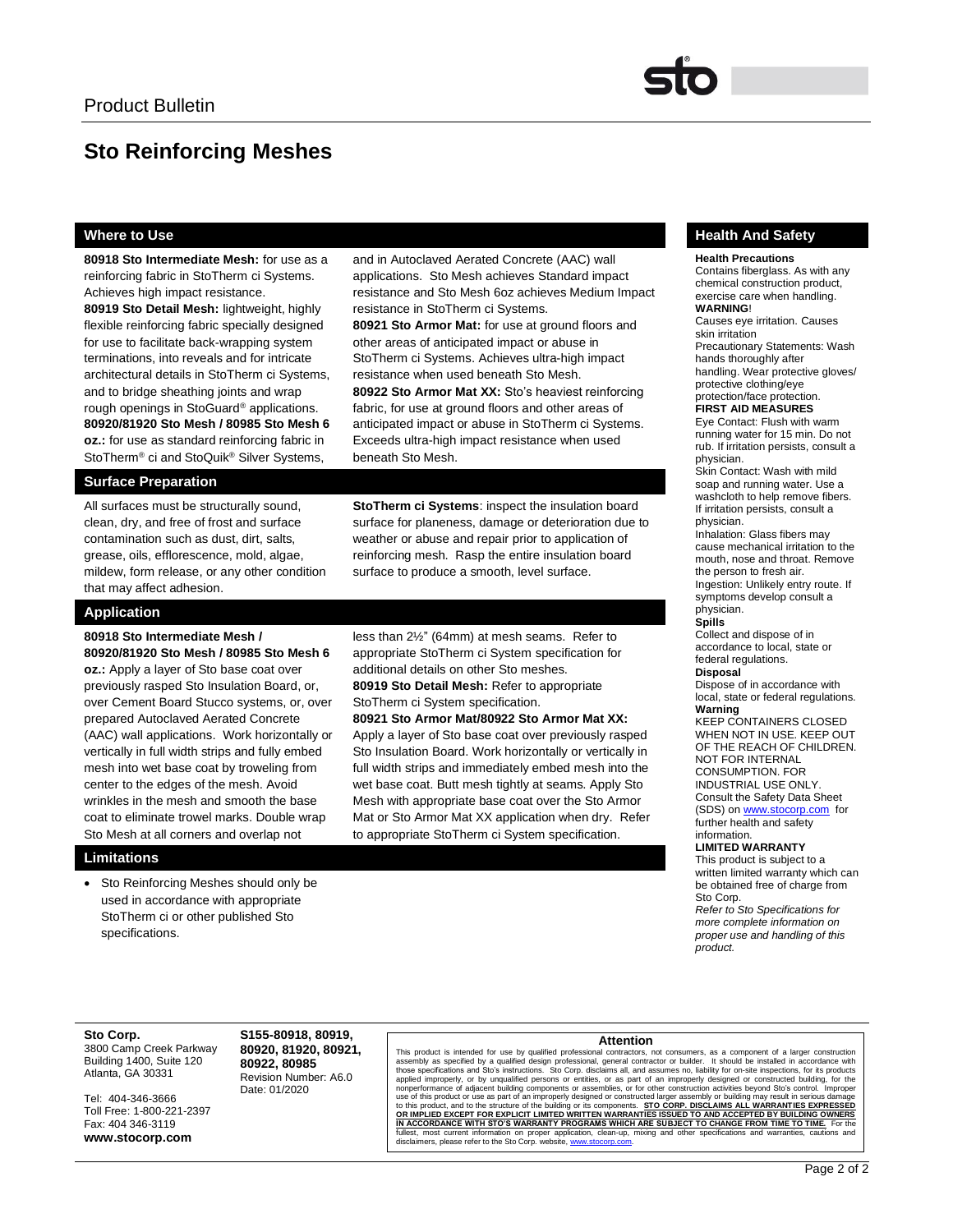Product Bulletin

# Sto Reinforcing Meshes

## Where to Use

**80918 Sto Intermediate Mesh:** for use as a reinforcing fabric in StoTherm ci Systems. Achieves high impact resistance.

**80919 Sto Detail Mesh:** lightweight, highly flexible reinforcing fabric specially designed for use to facilitate back-wrapping system terminations, into reveals and for intricate architectural details in StoTherm ci Systems, and to bridge sheathing joints and wrap rough openings in StoGuard® applications.

**80920/81920 Sto Mesh / 80985 Sto Mesh 6 oz.:** for use as standard reinforcing fabric in StoTherm® ci and StoQuik® Silver Systems, and in Autoclaved Aerated Concrete (AAC) wall applications. Sto Mesh achieves Standard impact resistance and Sto Mesh 6oz achieves Medium Impact resistance in StoTherm ci Systems.

**80921 Sto Armor Mat:** for use at ground floors and other areas of anticipated impact or abuse in StoTherm ci Systems. Achieves ultra-high impact resistance when used beneath Sto Mesh.

**80922 Sto Armor Mat XX:** Sto's heaviest reinforcing fabric, for use at ground floors and other areas of anticipated impact or abuse in StoTherm ci Systems. Exceeds ultra-high impact resistance when used beneath Sto Mesh.

## Surface Preparation

All surfaces must be structurally sound, clean, dry, and free of frost and surface contamination such as dust, dirt, salts, grease, oils, efflorescence, mold, algae, mildew, form release, or any other condition that may affect adhesion.

**StoTherm ci Systems**: inspect the insulation board surface for planeness, damage or deterioration due to weather or abuse and repair prior to application of reinforcing mesh. Rasp the entire insulation board surface to produce a smooth, level surface.

## Application

**80918 Sto Intermediate Mesh / 80920/81920 Sto Mesh / 80985 Sto Mesh 6 oz.:** Apply a layer of Sto base coat over previously rasped Sto Insulation Board, or, over Cement Board Stucco systems, or, over prepared Autoclaved Aerated Concrete (AAC) wall applications. Work horizontally or vertically in full width strips and fully embed mesh into wet base coat by troweling from center to the edges of the mesh. Avoid wrinkles in the mesh and smooth the base coat to eliminate trowel marks. Double wrap Sto Mesh at all corners and overlap not less than 2½" (64mm) at mesh seams. Refer to appropriate StoTherm ci System specification for additional details on other Sto meshes.

**80919 Sto Detail Mesh:** Refer to appropriate StoTherm ci System specification.

**80921 Sto Armor Mat/80922 Sto Armor Mat XX:** Apply a layer of Sto base coat over previously rasped Sto Insulation Board. Work horizontally or vertically in full width strips and immediately embed mesh into the wet base coat. Butt mesh tightly at seams. Apply Sto Mesh with appropriate base coat over the Sto Armor Mat or Sto Armor Mat XX application when dry. Refer to appropriate StoTherm ci System specification.

## Limitations

- Sto Reinforcing Meshes should only be used in accordance with appropriate StoTherm ci or other published Sto specifications.

## Health And Safety

**Health Precautions**

Contains fiberglass. As with any chemical construction product, exercise care when handling.

**WARNING**!

Causes eye irritation. Causes skin irritation

Precautionary Statements: Wash hands thoroughly after handling. Wear protective gloves/ protective clothing/eye protection/face protection.

**FIRST AID MEASURES**

Eye Contact: Flush with warm running water for 15 min. Do not rub. If irritation persists, consult a physician.

Skin Contact: Wash with mild soap and running water. Use a washcloth to help remove fibers. If irritation persists, consult a physician.

Inhalation: Glass fibers may cause mechanical irritation to the mouth, nose and throat. Remove the person to fresh air.

Ingestion: Unlikely entry route. If symptoms develop consult a physician.

**Spills**

Collect and dispose of in accordance to local, state or federal regulations.

**Disposal**

Dispose of in accordance with local, state or federal regulations.

**Warning**

KEEP CONTAINERS CLOSED WHEN NOT IN USE. KEEP OUT OF THE REACH OF CHILDREN. NOT FOR INTERNAL CONSUMPTION. FOR INDUSTRIAL USE ONLY.

Consult the Safety Data Sheet (SDS) on www.stocorp.com for further health and safety information.

**LIMITED WARRANTY**

This product is subject to a written limited warranty which can be obtained free of charge from Sto Corp.

*Refer to Sto Specifications for more complete information on proper use and handling of this product.*

**Sto Corp.**
3800 Camp Creek Parkway
Building 1400, Suite 120
Atlanta, GA 30331

Tel: 404-346-3666
Toll Free: 1-800-221-2397
Fax: 404 346-3119
**www.stocorp.com**

**S155-80918, 80919, 80920, 81920, 80921, 80922, 80985**
Revision Number: A6.0
Date: 01/2020

**Attention**

This product is intended for use by qualified professional contractors, not consumers, as a component of a larger construction assembly as specified by a qualified design professional, general contractor or builder. It should be installed in accordance with those specifications and Sto's instructions. Sto Corp. disclaims all, and assumes no, liability for on-site inspections, for its products applied improperly, or by unqualified persons or entities, or as part of an improperly designed or constructed building, for the nonperformance of adjacent building components or assemblies, or for other construction activities beyond Sto's control. Improper use of this product or use as part of an improperly designed or constructed larger assembly or building may result in serious damage to this product, and to the structure of the building or its components. **STO CORP. DISCLAIMS ALL WARRANTIES EXPRESSED OR IMPLIED EXCEPT FOR EXPLICIT LIMITED WRITTEN WARRANTIES ISSUED TO AND ACCEPTED BY BUILDING OWNERS IN ACCORDANCE WITH STO'S WARRANTY PROGRAMS WHICH ARE SUBJECT TO CHANGE FROM TIME TO TIME.** For the fullest, most current information on proper application, clean-up, mixing and other specifications and warranties, cautions and disclaimers, please refer to the Sto Corp. website, www.stocorp.com.